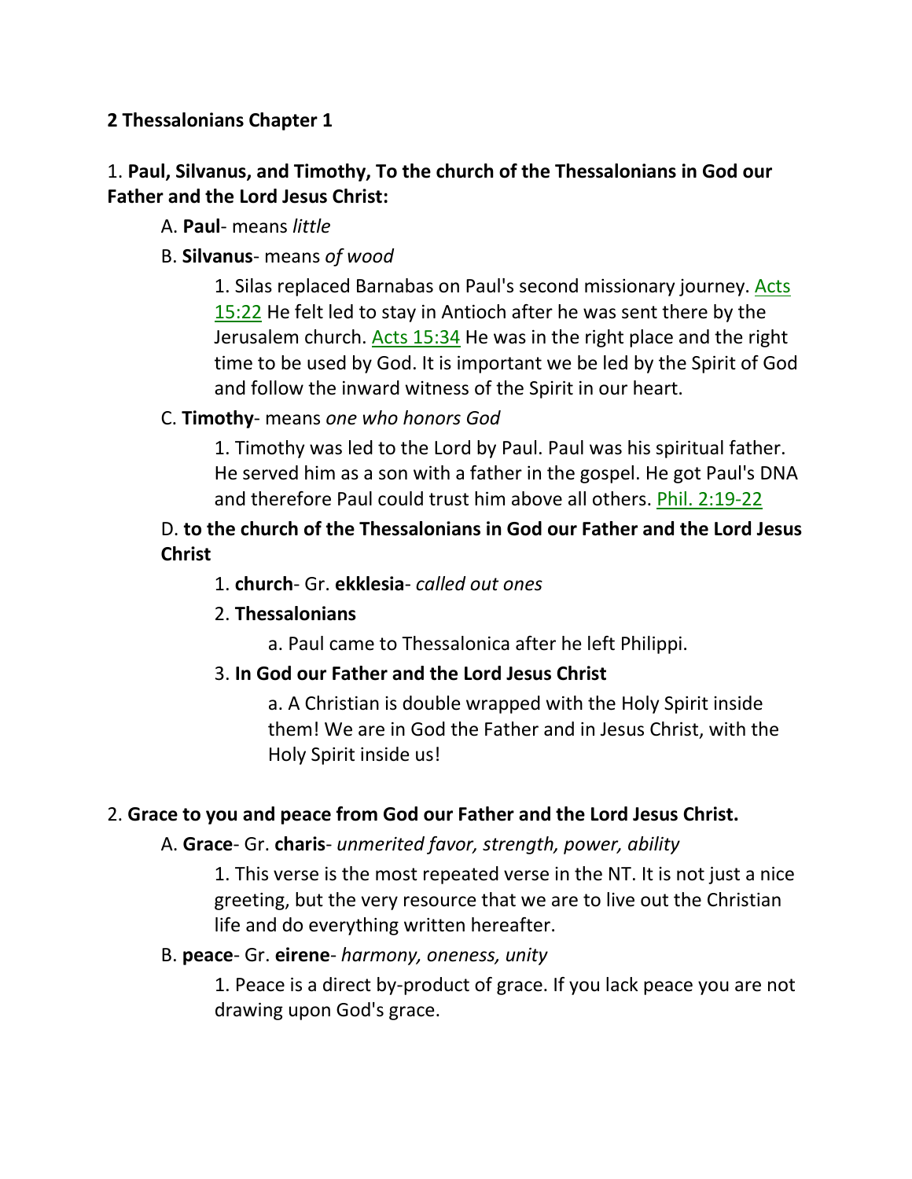**2 Thessalonians Chapter 1**

1. **Paul, Silvanus, and Timothy, To the church of the Thessalonians in God our Father and the Lord Jesus Christ:**

    A. **Paul**- means *little*

    B. **Silvanus**- means *of wood*

        1. Silas replaced Barnabas on Paul's second missionary journey. Acts 15:22 He felt led to stay in Antioch after he was sent there by the Jerusalem church. Acts 15:34 He was in the right place and the right time to be used by God. It is important we be led by the Spirit of God and follow the inward witness of the Spirit in our heart.

    C. **Timothy**- means *one who honors God*

        1. Timothy was led to the Lord by Paul. Paul was his spiritual father. He served him as a son with a father in the gospel. He got Paul's DNA and therefore Paul could trust him above all others. Phil. 2:19-22

    D. **to the church of the Thessalonians in God our Father and the Lord Jesus Christ**

        1. **church**- Gr. **ekklesia**- *called out ones*

        2. **Thessalonians**

            a. Paul came to Thessalonica after he left Philippi.

        3. **In God our Father and the Lord Jesus Christ**

            a. A Christian is double wrapped with the Holy Spirit inside them! We are in God the Father and in Jesus Christ, with the Holy Spirit inside us!

2. **Grace to you and peace from God our Father and the Lord Jesus Christ.**

    A. **Grace**- Gr. **charis**- *unmerited favor, strength, power, ability*

        1. This verse is the most repeated verse in the NT. It is not just a nice greeting, but the very resource that we are to live out the Christian life and do everything written hereafter.

    B. **peace**- Gr. **eirene**- *harmony, oneness, unity*

        1. Peace is a direct by-product of grace. If you lack peace you are not drawing upon God's grace.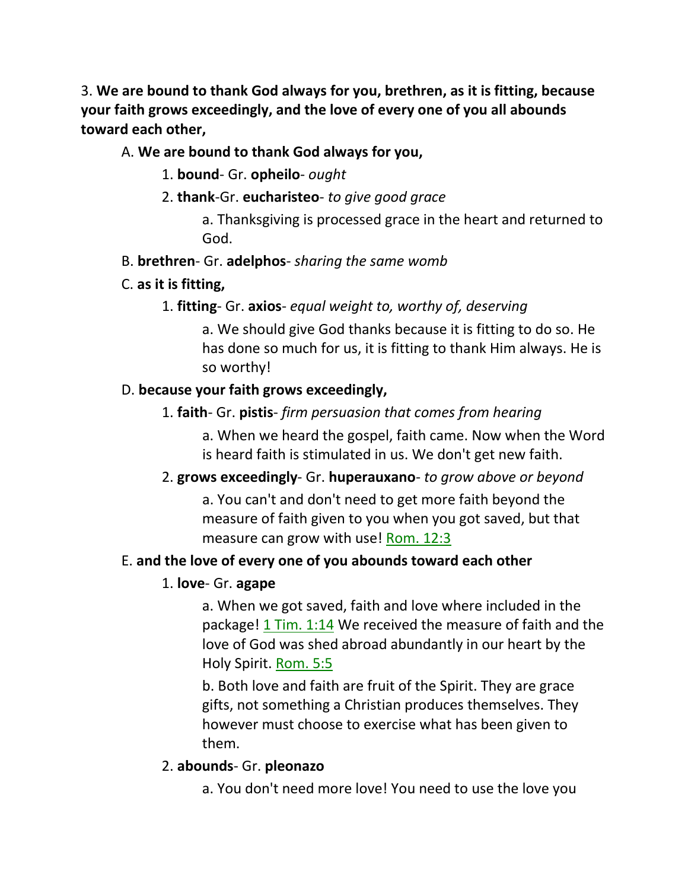3. **We are bound to thank God always for you, brethren, as it is fitting, because your faith grows exceedingly, and the love of every one of you all abounds toward each other,**

A. **We are bound to thank God always for you,**

1. **bound**- Gr. **opheilo**- *ought*

2. **thank**-Gr. **eucharisteo**- *to give good grace*

a. Thanksgiving is processed grace in the heart and returned to God.

B. **brethren**- Gr. **adelphos**- *sharing the same womb*

C. **as it is fitting,**

1. **fitting**- Gr. **axios**- *equal weight to, worthy of, deserving*

a. We should give God thanks because it is fitting to do so. He has done so much for us, it is fitting to thank Him always. He is so worthy!

D. **because your faith grows exceedingly,**

1. **faith**- Gr. **pistis**- *firm persuasion that comes from hearing*

a. When we heard the gospel, faith came. Now when the Word is heard faith is stimulated in us. We don't get new faith.

2. **grows exceedingly**- Gr. **huperauxano**- *to grow above or beyond*

a. You can't and don't need to get more faith beyond the measure of faith given to you when you got saved, but that measure can grow with use! Rom. 12:3

E. **and the love of every one of you abounds toward each other**

1. **love**- Gr. **agape**

a. When we got saved, faith and love where included in the package! 1 Tim. 1:14 We received the measure of faith and the love of God was shed abroad abundantly in our heart by the Holy Spirit. Rom. 5:5

b. Both love and faith are fruit of the Spirit. They are grace gifts, not something a Christian produces themselves. They however must choose to exercise what has been given to them.

2. **abounds**- Gr. **pleonazo**

a. You don't need more love! You need to use the love you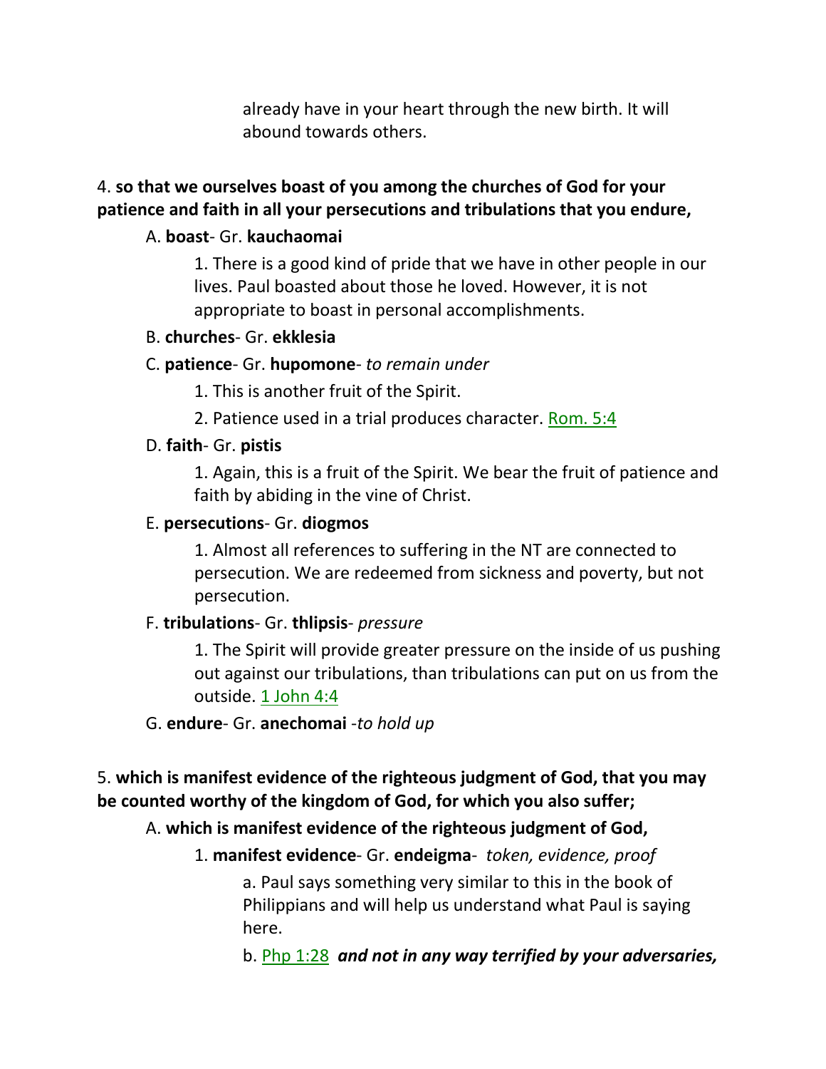already have in your heart through the new birth. It will abound towards others.

4. **so that we ourselves boast of you among the churches of God for your patience and faith in all your persecutions and tribulations that you endure,**

A. **boast**- Gr. **kauchaomai**

1. There is a good kind of pride that we have in other people in our lives. Paul boasted about those he loved. However, it is not appropriate to boast in personal accomplishments.

B. **churches**- Gr. **ekklesia**

C. **patience**- Gr. **hupomone**- *to remain under*

1. This is another fruit of the Spirit.

2. Patience used in a trial produces character. Rom. 5:4

D. **faith**- Gr. **pistis**

1. Again, this is a fruit of the Spirit. We bear the fruit of patience and faith by abiding in the vine of Christ.

E. **persecutions**- Gr. **diogmos**

1. Almost all references to suffering in the NT are connected to persecution. We are redeemed from sickness and poverty, but not persecution.

F. **tribulations**- Gr. **thlipsis**- *pressure*

1. The Spirit will provide greater pressure on the inside of us pushing out against our tribulations, than tribulations can put on us from the outside. 1 John 4:4

G. **endure**- Gr. **anechomai** -*to hold up*

5. **which is manifest evidence of the righteous judgment of God, that you may be counted worthy of the kingdom of God, for which you also suffer;**

A. **which is manifest evidence of the righteous judgment of God,**

1. **manifest evidence**- Gr. **endeigma**- *token, evidence, proof*

a. Paul says something very similar to this in the book of Philippians and will help us understand what Paul is saying here.

b. Php 1:28 ***and not in any way terrified by your adversaries,***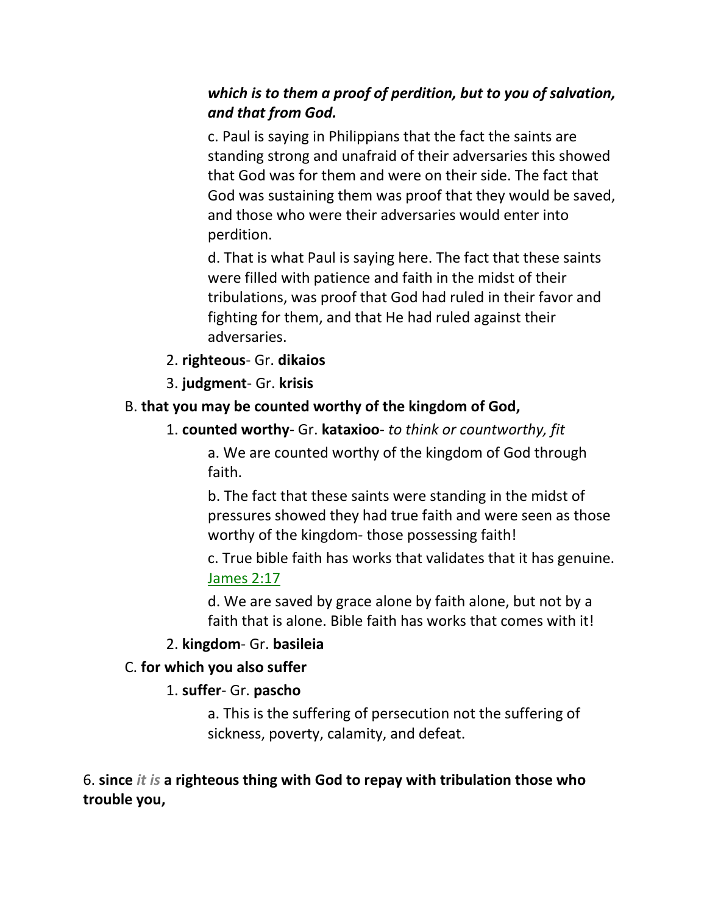***which is to them a proof of perdition, but to you of salvation, and that from God.***

c. Paul is saying in Philippians that the fact the saints are standing strong and unafraid of their adversaries this showed that God was for them and were on their side. The fact that God was sustaining them was proof that they would be saved, and those who were their adversaries would enter into perdition.

d. That is what Paul is saying here. The fact that these saints were filled with patience and faith in the midst of their tribulations, was proof that God had ruled in their favor and fighting for them, and that He had ruled against their adversaries.

2. **righteous**- Gr. **dikaios**

3. **judgment**- Gr. **krisis**

B. **that you may be counted worthy of the kingdom of God,**

1. **counted worthy**- Gr. **kataxioo**- *to think or countworthy, fit*

a. We are counted worthy of the kingdom of God through faith.

b. The fact that these saints were standing in the midst of pressures showed they had true faith and were seen as those worthy of the kingdom- those possessing faith!

c. True bible faith has works that validates that it has genuine. James 2:17

d. We are saved by grace alone by faith alone, but not by a faith that is alone. Bible faith has works that comes with it!

2. **kingdom**- Gr. **basileia**

C. **for which you also suffer**

1. **suffer**- Gr. **pascho**

a. This is the suffering of persecution not the suffering of sickness, poverty, calamity, and defeat.

6. **since *it is* a righteous thing with God to repay with tribulation those who trouble you,**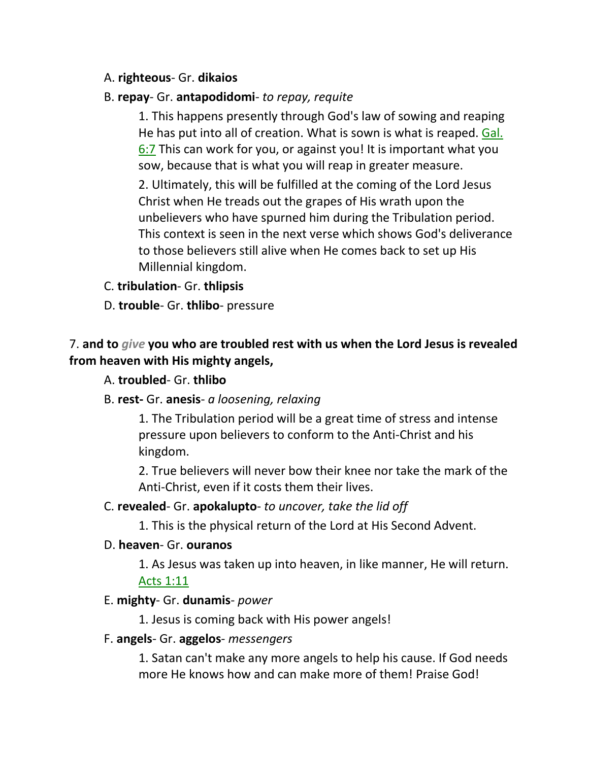A. **righteous**- Gr. **dikaios**

B. **repay**- Gr. **antapodidomi**- *to repay, requite*

> 1. This happens presently through God's law of sowing and reaping He has put into all of creation. What is sown is what is reaped. Gal. 6:7 This can work for you, or against you! It is important what you sow, because that is what you will reap in greater measure.
>
> 2. Ultimately, this will be fulfilled at the coming of the Lord Jesus Christ when He treads out the grapes of His wrath upon the unbelievers who have spurned him during the Tribulation period. This context is seen in the next verse which shows God's deliverance to those believers still alive when He comes back to set up His Millennial kingdom.

C. **tribulation**- Gr. **thlipsis**

D. **trouble**- Gr. **thlibo**- pressure

7. **and to *give* you who are troubled rest with us when the Lord Jesus is revealed from heaven with His mighty angels,**

A. **troubled**- Gr. **thlibo**

B. **rest-** Gr. **anesis**- *a loosening, relaxing*

> 1. The Tribulation period will be a great time of stress and intense pressure upon believers to conform to the Anti-Christ and his kingdom.
>
> 2. True believers will never bow their knee nor take the mark of the Anti-Christ, even if it costs them their lives.

C. **revealed**- Gr. **apokalupto**- *to uncover, take the lid off*

> 1. This is the physical return of the Lord at His Second Advent.

D. **heaven**- Gr. **ouranos**

> 1. As Jesus was taken up into heaven, in like manner, He will return. Acts 1:11

E. **mighty**- Gr. **dunamis**- *power*

> 1. Jesus is coming back with His power angels!

F. **angels**- Gr. **aggelos**- *messengers*

> 1. Satan can't make any more angels to help his cause. If God needs more He knows how and can make more of them! Praise God!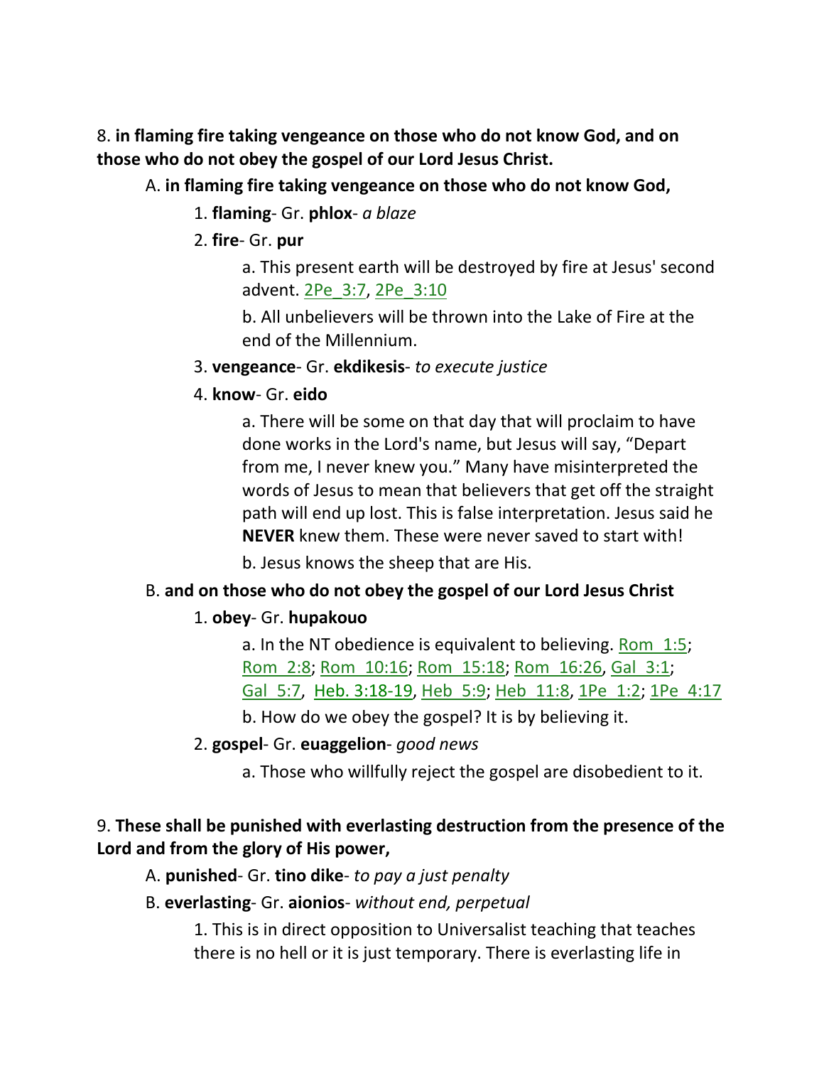8. **in flaming fire taking vengeance on those who do not know God, and on those who do not obey the gospel of our Lord Jesus Christ.**

A. **in flaming fire taking vengeance on those who do not know God,**

1. **flaming**- Gr. **phlox**- *a blaze*

2. **fire**- Gr. **pur**

a. This present earth will be destroyed by fire at Jesus' second advent. 2Pe_3:7, 2Pe_3:10

b. All unbelievers will be thrown into the Lake of Fire at the end of the Millennium.

3. **vengeance**- Gr. **ekdikesis**- *to execute justice*

4. **know**- Gr. **eido**

a. There will be some on that day that will proclaim to have done works in the Lord's name, but Jesus will say, "Depart from me, I never knew you." Many have misinterpreted the words of Jesus to mean that believers that get off the straight path will end up lost. This is false interpretation. Jesus said he **NEVER** knew them. These were never saved to start with!

b. Jesus knows the sheep that are His.

B. **and on those who do not obey the gospel of our Lord Jesus Christ**

1. **obey**- Gr. **hupakouo**

a. In the NT obedience is equivalent to believing. Rom_1:5; Rom_2:8; Rom_10:16; Rom_15:18; Rom_16:26, Gal_3:1; Gal_5:7, Heb. 3:18-19, Heb_5:9; Heb_11:8, 1Pe_1:2; 1Pe_4:17

b. How do we obey the gospel? It is by believing it.

2. **gospel**- Gr. **euaggelion**- *good news*

a. Those who willfully reject the gospel are disobedient to it.

9. **These shall be punished with everlasting destruction from the presence of the Lord and from the glory of His power,**

A. **punished**- Gr. **tino dike**- *to pay a just penalty*

B. **everlasting**- Gr. **aionios**- *without end, perpetual*

1. This is in direct opposition to Universalist teaching that teaches there is no hell or it is just temporary. There is everlasting life in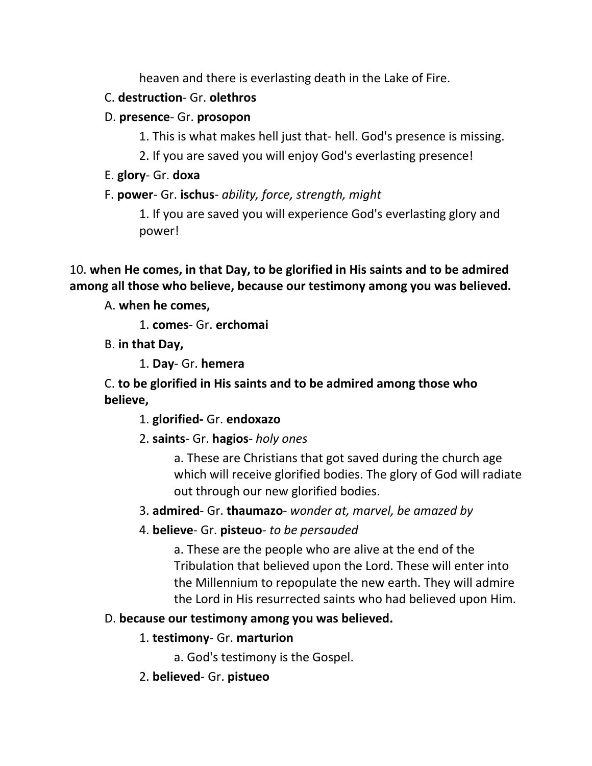heaven and there is everlasting death in the Lake of Fire.

C. **destruction**- Gr. **olethros**

D. **presence**- Gr. **prosopon**

1. This is what makes hell just that- hell. God's presence is missing.

2. If you are saved you will enjoy God's everlasting presence!

E. **glory**- Gr. **doxa**

F. **power**- Gr. **ischus**- *ability, force, strength, might*

1. If you are saved you will experience God's everlasting glory and power!

10. **when He comes, in that Day, to be glorified in His saints and to be admired among all those who believe, because our testimony among you was believed.**

A. **when he comes,**

1. **comes**- Gr. **erchomai**

B. **in that Day,**

1. **Day**- Gr. **hemera**

C. **to be glorified in His saints and to be admired among those who believe,**

1. **glorified-** Gr. **endoxazo**

2. **saints**- Gr. **hagios**- *holy ones*

a. These are Christians that got saved during the church age which will receive glorified bodies. The glory of God will radiate out through our new glorified bodies.

3. **admired**- Gr. **thaumazo**- *wonder at, marvel, be amazed by*

4. **believe**- Gr. **pisteuo**- *to be persuaded*

a. These are the people who are alive at the end of the Tribulation that believed upon the Lord. These will enter into the Millennium to repopulate the new earth. They will admire the Lord in His resurrected saints who had believed upon Him.

D. **because our testimony among you was believed.**

1. **testimony**- Gr. **marturion**

a. God's testimony is the Gospel.

2. **believed**- Gr. **pistueo**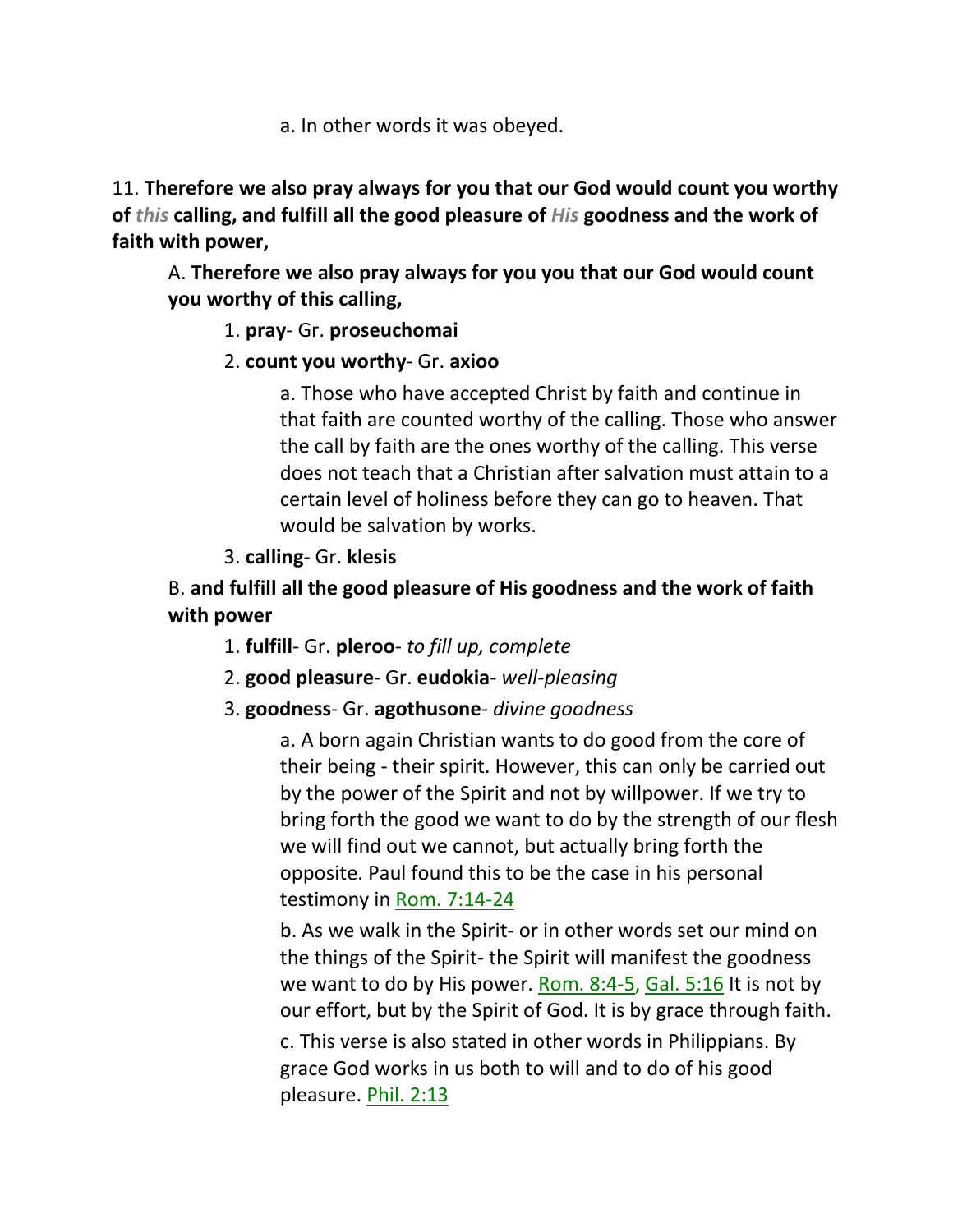a. In other words it was obeyed.

11. **Therefore we also pray always for you that our God would count you worthy of *this* calling, and fulfill all the good pleasure of *His* goodness and the work of faith with power,**

A. **Therefore we also pray always for you you that our God would count you worthy of this calling,**

1. **pray**- Gr. **proseuchomai**

2. **count you worthy**- Gr. **axioo**

a. Those who have accepted Christ by faith and continue in that faith are counted worthy of the calling. Those who answer the call by faith are the ones worthy of the calling. This verse does not teach that a Christian after salvation must attain to a certain level of holiness before they can go to heaven. That would be salvation by works.

3. **calling**- Gr. **klesis**

B. **and fulfill all the good pleasure of His goodness and the work of faith with power**

1. **fulfill**- Gr. **pleroo**- *to fill up, complete*

2. **good pleasure**- Gr. **eudokia**- *well-pleasing*

3. **goodness**- Gr. **agothusone**- *divine goodness*

a. A born again Christian wants to do good from the core of their being - their spirit. However, this can only be carried out by the power of the Spirit and not by willpower. If we try to bring forth the good we want to do by the strength of our flesh we will find out we cannot, but actually bring forth the opposite. Paul found this to be the case in his personal testimony in Rom. 7:14-24

b. As we walk in the Spirit- or in other words set our mind on the things of the Spirit- the Spirit will manifest the goodness we want to do by His power. Rom. 8:4-5, Gal. 5:16 It is not by our effort, but by the Spirit of God. It is by grace through faith.

c. This verse is also stated in other words in Philippians. By grace God works in us both to will and to do of his good pleasure. Phil. 2:13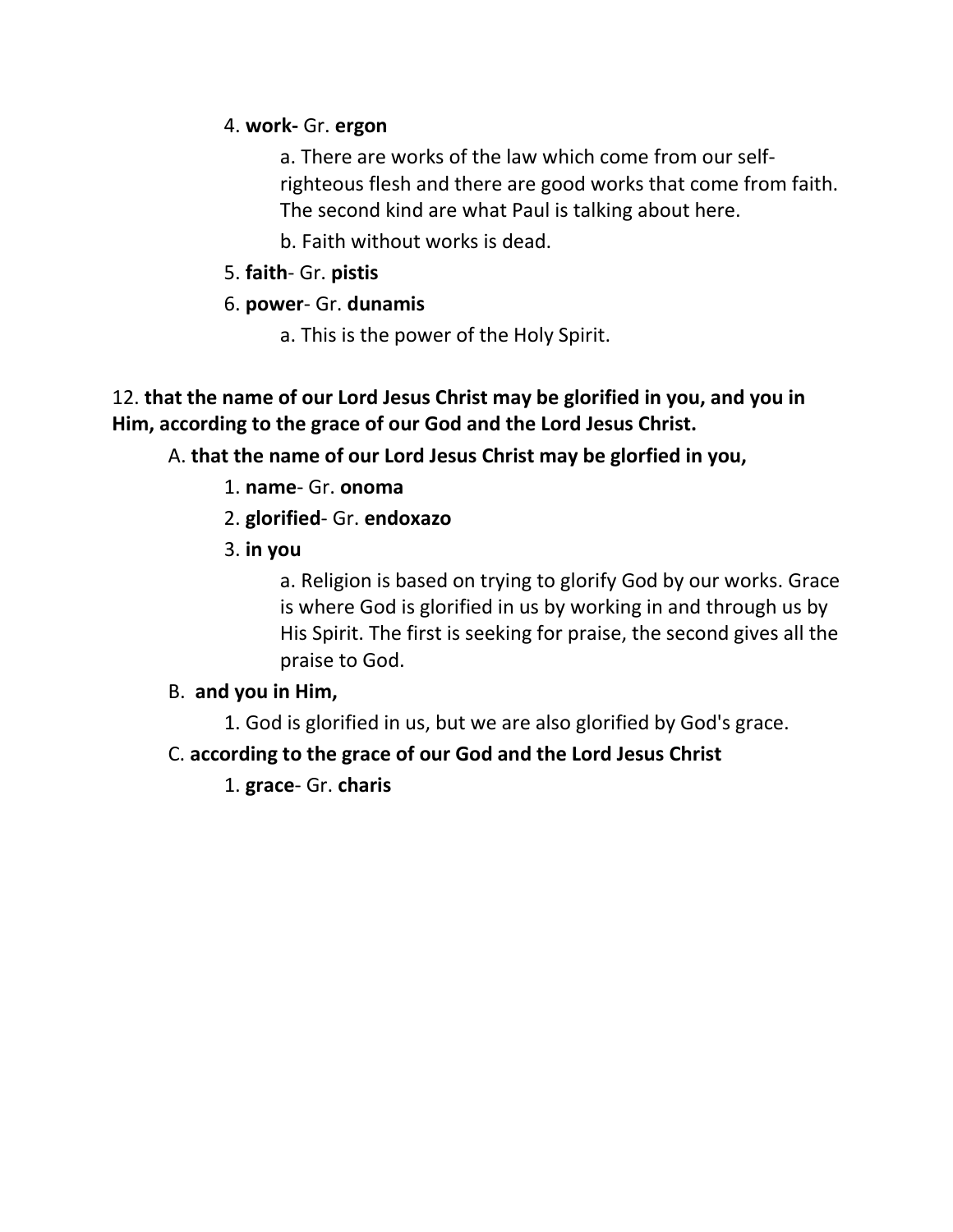4. **work-** Gr. **ergon**

   a. There are works of the law which come from our self-righteous flesh and there are good works that come from faith. The second kind are what Paul is talking about here.

   b. Faith without works is dead.

5. **faith**- Gr. **pistis**

6. **power**- Gr. **dunamis**

   a. This is the power of the Holy Spirit.

12. **that the name of our Lord Jesus Christ may be glorified in you, and you in Him, according to the grace of our God and the Lord Jesus Christ.**

A. **that the name of our Lord Jesus Christ may be glorfied in you,**

1. **name**- Gr. **onoma**

2. **glorified**- Gr. **endoxazo**

3. **in you**

   a. Religion is based on trying to glorify God by our works. Grace is where God is glorified in us by working in and through us by His Spirit. The first is seeking for praise, the second gives all the praise to God.

B. **and you in Him,**

1. God is glorified in us, but we are also glorified by God's grace.

C. **according to the grace of our God and the Lord Jesus Christ**

1. **grace**- Gr. **charis**